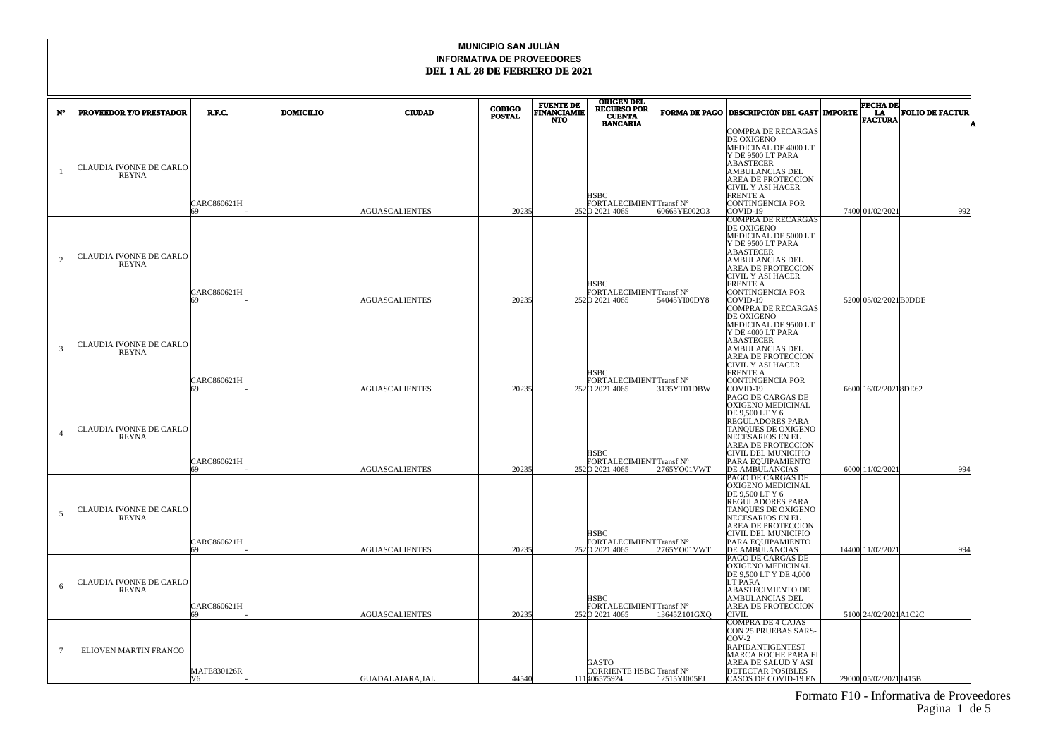**MUNICIPIO SAN JULIÁN**

**INFORMATIVA DE PROVEEDORES**

**DEL 1 AL 28 DE FEBRERO DE 2021**

| N° | PROVEEDOR Y/O PRESTADOR | R.F.C. | DOMICILIO | CIUDAD | CODIGO POSTAL | FUENTE DE FINANCIAMIENTO | ORIGEN DEL RECURSO POR CUENTA BANCARIA | FORMA DE PAGO | DESCRIPCIÓN DEL GASTO | IMPORTE | FECHA DE LA FACTURA | FOLIO DE FACTURA |
|---|---|---|---|---|---|---|---|---|---|---|---|---|
| 1 | CLAUDIA IVONNE DE CARLO REYNA | CARC860621H69 | - | AGUASCALIENTES | 20235 | 252 | HSBC FORTALECIMIENTO 2021 4065 | Transf N° 60665YE002O3 | COMPRA DE RECARGAS DE OXIGENO MEDICINAL DE 4000 LT Y DE 9500 LT PARA ABASTECER AMBULANCIAS DEL AREA DE PROTECCION CIVIL Y ASI HACER FRENTE A CONTINGENCIA POR COVID-19 | 7400 | 01/02/2021 | 992 |
| 2 | CLAUDIA IVONNE DE CARLO REYNA | CARC860621H69 | - | AGUASCALIENTES | 20235 | 252 | HSBC FORTALECIMIENTO 2021 4065 | Transf N° 54045YI00DY8 | COMPRA DE RECARGAS DE OXIGENO MEDICINAL DE 5000 LT Y DE 9500 LT PARA ABASTECER AMBULANCIAS DEL AREA DE PROTECCION CIVIL Y ASI HACER FRENTE A CONTINGENCIA POR COVID-19 | 5200 | 05/02/2021 | B0DDE |
| 3 | CLAUDIA IVONNE DE CARLO REYNA | CARC860621H69 | - | AGUASCALIENTES | 20235 | 252 | HSBC FORTALECIMIENTO 2021 4065 | Transf N° 3135YT01DBW | COMPRA DE RECARGAS DE OXIGENO MEDICINAL DE 9500 LT Y DE 4000 LT PARA ABASTECER AMBULANCIAS DEL AREA DE PROTECCION CIVIL Y ASI HACER FRENTE A CONTINGENCIA POR COVID-19 | 6600 | 16/02/2021 | 8DE62 |
| 4 | CLAUDIA IVONNE DE CARLO REYNA | CARC860621H69 | - | AGUASCALIENTES | 20235 | 252 | HSBC FORTALECIMIENTO 2021 4065 | Transf N° 2765YO01VWT | PAGO DE CARGAS DE OXIGENO MEDICINAL DE 9,500 LT Y 6 REGULADORES PARA TANQUES DE OXIGENO NECESARIOS EN EL AREA DE PROTECCION CIVIL DEL MUNICIPIO PARA EQUIPAMIENTO DE AMBULANCIAS | 6000 | 11/02/2021 | 994 |
| 5 | CLAUDIA IVONNE DE CARLO REYNA | CARC860621H69 | - | AGUASCALIENTES | 20235 | 252 | HSBC FORTALECIMIENTO 2021 4065 | Transf N° 2765YO01VWT | PAGO DE CARGAS DE OXIGENO MEDICINAL DE 9,500 LT Y 6 REGULADORES PARA TANQUES DE OXIGENO NECESARIOS EN EL AREA DE PROTECCION CIVIL DEL MUNICIPIO PARA EQUIPAMIENTO DE AMBULANCIAS | 14400 | 11/02/2021 | 994 |
| 6 | CLAUDIA IVONNE DE CARLO REYNA | CARC860621H69 | - | AGUASCALIENTES | 20235 | 252 | HSBC FORTALECIMIENTO 2021 4065 | Transf N° 13645Z101GXQ | PAGO DE CARGAS DE OXIGENO MEDICINAL DE 9,500 LT Y DE 4,000 LT PARA ABASTECIMIENTO DE AMBULANCIAS DEL AREA DE PROTECCION CIVIL | 5100 | 24/02/2021 | A1C2C |
| 7 | ELIOVEN MARTIN FRANCO | MAFE830126RV6 | - | GUADALAJARA,JAL | 44540 | 111 | GASTO CORRIENTE HSBC 406575924 | Transf N° 12515YI005FJ | COMPRA DE 4 CAJAS CON 25 PRUEBAS SARS-COV-2 RAPIDANTIGENTEST MARCA ROCHE PARA EL AREA DE SALUD Y ASI DETECTAR POSIBLES CASOS DE COVID-19 EN | 29000 | 05/02/2021 | 1415B |

Formato F10 - Informativa de Proveedores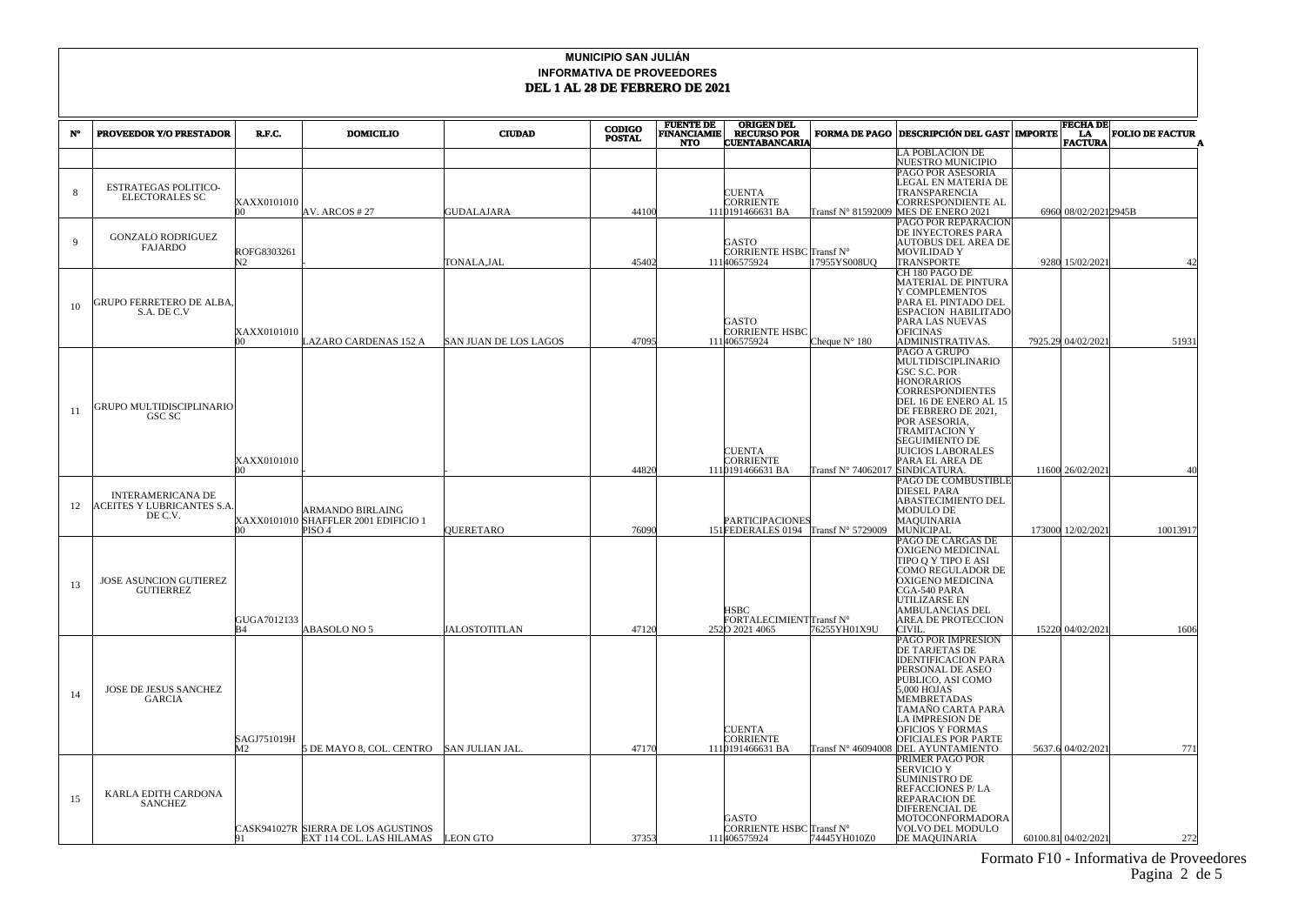**MUNICIPIO SAN JULIÁN**

**INFORMATIVA DE PROVEEDORES**

**DEL 1 AL 28 DE FEBRERO DE 2021**

| N° | PROVEEDOR Y/O PRESTADOR | R.F.C. | DOMICILIO | CIUDAD | CODIGO POSTAL | FUENTE DE FINANCIAMIENTO | ORIGEN DEL RECURSO POR CUENTABANCARIA | FORMA DE PAGO | DESCRIPCIÓN DEL GASTO | IMPORTE | FECHA DE LA FACTURA | FOLIO DE FACTURA |
|---|---|---|---|---|---|---|---|---|---|---|---|---|
| | | | | | | | | | LA POBLACION DE NUESTRO MUNICIPIO | | | |
| 8 | ESTRATEGAS POLITICO-ELECTORALES SC | XAXX010101000 | AV. ARCOS # 27 | GUDALAJARA | 44100 | 111 | CUENTA CORRIENTE 0191466631 BA | Transf N° 81592009 | PAGO POR ASESORIA LEGAL EN MATERIA DE TRANSPARENCIA CORRESPONDIENTE AL MES DE ENERO 2021 | 6960 | 08/02/2021 | 2945B |
| 9 | GONZALO RODRIGUEZ FAJARDO | ROFG8303261N2 | - | TONALA,JAL | 45402 | 111 | GASTO CORRIENTE HSBC 406575924 | Transf N° 17955YS008UQ | PAGO POR REPARACION DE INYECTORES PARA AUTOBUS DEL AREA DE MOVILIDAD Y TRANSPORTE | 9280 | 15/02/2021 | 42 |
| 10 | GRUPO FERRETERO DE ALBA, S.A. DE C.V | XAXX010101000 | LAZARO CARDENAS 152 A | SAN JUAN DE LOS LAGOS | 47095 | 111 | GASTO CORRIENTE HSBC 406575924 | Cheque N° 180 | CH 180 PAGO DE MATERIAL DE PINTURA Y COMPLEMENTOS PARA EL PINTADO DEL ESPACION HABILITADO PARA LAS NUEVAS OFICINAS ADMINISTRATIVAS. | 7925.29 | 04/02/2021 | 51931 |
| 11 | GRUPO MULTIDISCIPLINARIO GSC SC | XAXX010101000 | - | - | 44820 | 111 | CUENTA CORRIENTE 0191466631 BA | Transf N° 74062017 | PAGO A GRUPO MULTIDISCIPLINARIO GSC S.C. POR HONORARIOS CORRESPONDIENTES DEL 16 DE ENERO AL 15 DE FEBRERO DE 2021, POR ASESORIA, TRAMITACION Y SEGUIMIENTO DE JUICIOS LABORALES PARA EL AREA DE SINDICATURA. | 11600 | 26/02/2021 | 40 |
| 12 | INTERAMERICANA DE ACEITES Y LUBRICANTES S.A. DE C.V. | XAXX010101000 | ARMANDO BIRLAING SHAFFLER 2001 EDIFICIO 1 PISO 4 | QUERETARO | 76090 | 151 | PARTICIPACIONES FEDERALES 0194 | Transf N° 5729009 | PAGO DE COMBUSTIBLE DIESEL PARA ABASTECIMIENTO DEL MODULO DE MAQUINARIA MUNICIPAL | 173000 | 12/02/2021 | 10013917 |
| 13 | JOSE ASUNCION GUTIERREZ GUTIERREZ | GUGA7012133B4 | ABASOLO NO 5 | JALOSTOTITLAN | 47120 | 252 | HSBC FORTALECIMIENTO 2021 4065 | Transf N° 76255YH01X9U | PAGO DE CARGAS DE OXIGENO MEDICINAL TIPO Q Y TIPO E ASI COMO REGULADOR DE OXIGENO MEDICINA CGA-540 PARA UTILIZARSE EN AMBULANCIAS DEL AREA DE PROTECCION CIVIL. | 15220 | 04/02/2021 | 1606 |
| 14 | JOSE DE JESUS SANCHEZ GARCIA | SAGJ751019HM2 | 5 DE MAYO 8, COL. CENTRO | SAN JULIAN JAL. | 47170 | 111 | CUENTA CORRIENTE 0191466631 BA | Transf N° 46094008 | PAGO POR IMPRESION DE TARJETAS DE IDENTIFICACION PARA PERSONAL DE ASEO PUBLICO, ASI COMO 5,000 HOJAS MEMBRETADAS TAMAÑO CARTA PARA LA IMPRESION DE OFICIOS Y FORMAS OFICIALES POR PARTE DEL AYUNTAMIENTO | 5637.6 | 04/02/2021 | 771 |
| 15 | KARLA EDITH CARDONA SANCHEZ | CASK941027R91 | SIERRA DE LOS AGUSTINOS EXT 114 COL. LAS HILAMAS | LEON GTO | 37353 | 111 | GASTO CORRIENTE HSBC 406575924 | Transf N° 74445YH010Z0 | PRIMER PAGO POR SERVICIO Y SUMINISTRO DE REFACCIONES P/ LA REPARACION DE DIFERENCIAL DE MOTOCONFORMADORA VOLVO DEL MODULO DE MAQUINARIA | 60100.81 | 04/02/2021 | 272 |

Formato F10 - Informativa de Proveedores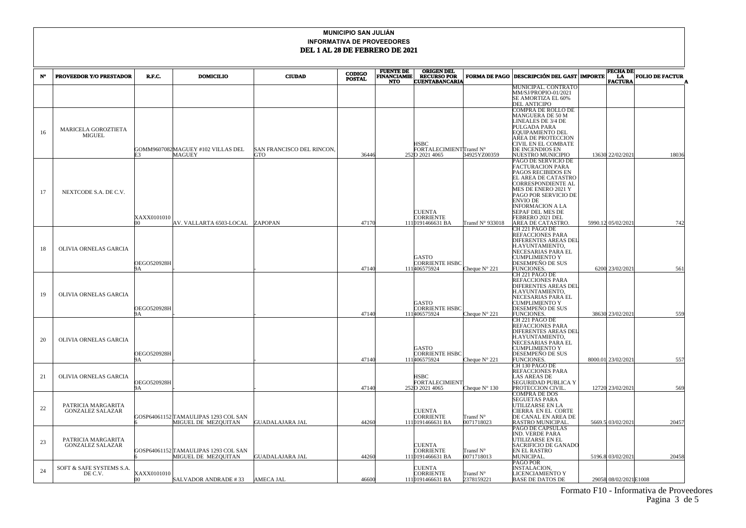**MUNICIPIO SAN JULIÁN**

**INFORMATIVA DE PROVEEDORES**

**DEL 1 AL 28 DE FEBRERO DE 2021**

| N° | PROVEEDOR Y/O PRESTADOR | R.F.C. | DOMICILIO | CIUDAD | CODIGO POSTAL | FUENTE DE FINANCIAMIENTO | ORIGEN DEL RECURSO POR CUENTABANCARIA | FORMA DE PAGO | DESCRIPCIÓN DEL GAST | IMPORTE | FECHA DE LA FACTURA | FOLIO DE FACTURA |
|---|---|---|---|---|---|---|---|---|---|---|---|---|
| | | | | | | | | | MUNICIPAL. CONTRATO MM/SJ/PROPIO-01/2021 SE AMORTIZA EL 60% DEL ANTICIPO | | | |
| 16 | MARICELA GOROZTIETA MIGUEL | GOMM9607082E3 | MAGUEY #102 VILLAS DEL MAGUEY | SAN FRANCISCO DEL RINCON, GTO | 36446 | 252 | HSBC FORTALECIMIENTO 2021 4065 | Transf N° 34925YZ00359 | COMPRA DE ROLLO DE MANGUERA DE 50 M LINEALES DE 3/4 DE PULGADA PARA EQUIPAMIENTO DEL AREA DE PROTECCION CIVIL EN EL COMBATE DE INCENDIOS EN NUESTRO MUNICIPIO | 13630 | 22/02/2021 | 18036 |
| 17 | NEXTCODE S.A. DE C.V. | XAXX010101000 | AV. VALLARTA 6503-LOCAL | ZAPOPAN | 47170 | 111 | CUENTA CORRIENTE 0191466631 BA | Transf N° 933018 | PAGO DE SERVICIO DE FACTURACION PARA PAGOS RECIBIDOS EN EL AREA DE CATASTRO CORRESPONDIENTE AL MES DE ENERO 2021 Y PAGO POR SERVICIO DE ENVIO DE INFORMACION A LA SEPAF DEL MES DE FEBRERO 2021 DEL AREA DE CATASTRO. | 5990.12 | 05/02/2021 | 742 |
| 18 | OLIVIA ORNELAS GARCIA | OEGO520928H9A | - | - | 47140 | 111 | GASTO CORRIENTE HSBC 4065759​24 | Cheque N° 221 | CH 221 PAGO DE REFACCIONES PARA DIFERENTES AREAS DEL H.AYUNTAMIENTO, NECESARIAS PARA EL CUMPLIMIENTO Y DESEMPEÑO DE SUS FUNCIONES. | 6200 | 23/02/2021 | 561 |
| 19 | OLIVIA ORNELAS GARCIA | OEGO520928H9A | - | - | 47140 | 111 | GASTO CORRIENTE HSBC 406575924 | Cheque N° 221 | CH 221 PAGO DE REFACCIONES PARA DIFERENTES AREAS DEL H.AYUNTAMIENTO, NECESARIAS PARA EL CUMPLIMIENTO Y DESEMPEÑO DE SUS FUNCIONES. | 38630 | 23/02/2021 | 559 |
| 20 | OLIVIA ORNELAS GARCIA | OEGO520928H9A | - | - | 47140 | 111 | GASTO CORRIENTE HSBC 406575924 | Cheque N° 221 | CH 221 PAGO DE REFACCIONES PARA DIFERENTES AREAS DEL H.AYUNTAMIENTO, NECESARIAS PARA EL CUMPLIMIENTO Y DESEMPEÑO DE SUS FUNCIONES. | 8000.01 | 23/02/2021 | 557 |
| 21 | OLIVIA ORNELAS GARCIA | OEGO520928H9A | | - | 47140 | 252 | HSBC FORTALECIMIENTO 2021 4065 | Cheque N° 130 | CH 130 PAGO DE REFACCIONES PARA LAS AREAS DE SEGURIDAD PUBLICA Y PROTECCION CIVIL. | 12720 | 23/02/2021 | 569 |
| 22 | PATRICIA MARGARITA GONZALEZ SALAZAR | GOSP640611526 | TAMAULIPAS 1293 COL SAN MIGUEL DE MEZQUITAN | GUADALAJARA JAL | 44260 | 111 | CUENTA CORRIENTE 0191466631 BA | Transf N° 0071718023 | COMPRA DE DOS SEGUETAS PARA UTILIZARSE EN LA CIERRA EN EL CORTE DE CANAL EN AREA DE RASTRO MUNICIPAL. | 5669.5 | 03/02/2021 | 20457 |
| 23 | PATRICIA MARGARITA GONZALEZ SALAZAR | GOSP640611526 | TAMAULIPAS 1293 COL SAN MIGUEL DE MEZQUITAN | GUADALAJARA JAL | 44260 | 111 | CUENTA CORRIENTE 0191466631 BA | Transf N° 0071718013 | PAGO DE CAPSULAS IND. VERDE PARA UTILIZARSE EN EL SACRIFICIO DE GANADO EN EL RASTRO MUNICIPAL. | 5196.8 | 03/02/2021 | 20458 |
| 24 | SOFT & SAFE SYSTEMS S.A. DE C.V. | XAXX010101000 | SALVADOR ANDRADE # 33 | AMECA JAL | 46600 | 111 | CUENTA CORRIENTE 0191466631 BA | Transf N° 2378159221 | PAGO POR INSTALACION, LICENCIAMIENTO Y BASE DE DATOS DE | 29058 | 08/02/2021 | E1008 |

Formato F10 - Informativa de Proveedores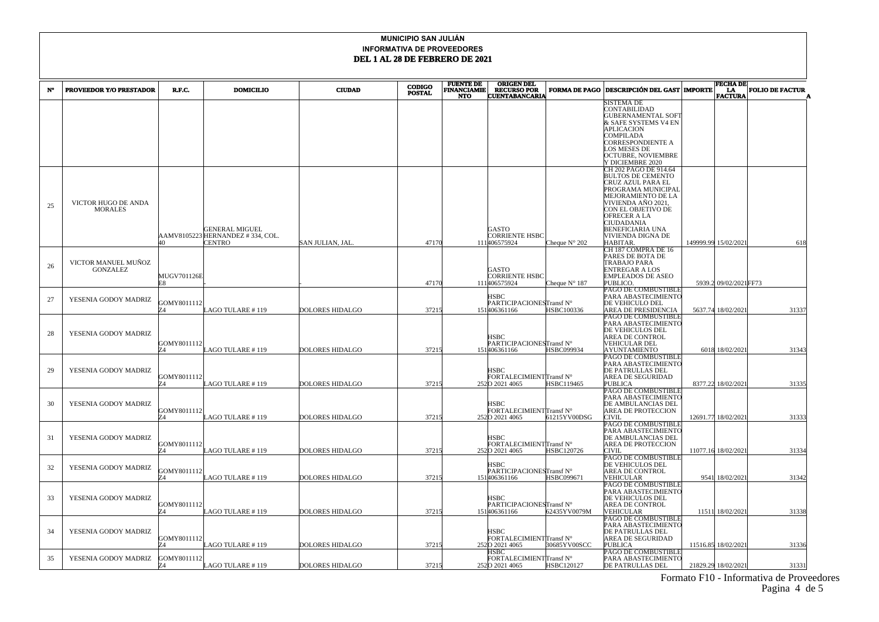**MUNICIPIO SAN JULIÁN**

**INFORMATIVA DE PROVEEDORES**

**DEL 1 AL 28 DE FEBRERO DE 2021**

| N° | PROVEEDOR Y/O PRESTADOR | R.F.C. | DOMICILIO | CIUDAD | CODIGO POSTAL | FUENTE DE FINANCIAMIENTO | ORIGEN DEL RECURSO POR CUENTABANCARIA | FORMA DE PAGO | DESCRIPCIÓN DEL GAST | IMPORTE | FECHA DE LA FACTURA | FOLIO DE FACTURA |
|---|---|---|---|---|---|---|---|---|---|---|---|---|
| | | | | | | | | | SISTEMA DE CONTABILIDAD GUBERNAMENTAL SOFT & SAFE SYSTEMS V4 EN APLICACION COMPILADA CORRESPONDIENTE A LOS MESES DE OCTUBRE, NOVIEMBRE Y DICIEMBRE 2020 | | | |
| 25 | VICTOR HUGO DE ANDA MORALES | AAMV8105223 40 | GENERAL MIGUEL HERNANDEZ # 334, COL. CENTRO | SAN JULIAN, JAL. | 47170 | 111 | GASTO CORRIENTE HSBC 406575924 | Cheque N° 202 | CH 202 PAGO DE 914.64 BULTOS DE CEMENTO CRUZ AZUL PARA EL PROGRAMA MUNICIPAL MEJORAMIENTO DE LA VIVIENDA AÑO 2021, CON EL OBJETIVO DE OFRECER A LA CIUDADANIA BENEFICIARIA UNA VIVIENDA DIGNA DE HABITAR. | 149999.99 | 15/02/2021 | 618 |
| 26 | VICTOR MANUEL MUÑOZ GONZALEZ | MUGV701126E E8 | - | - | 47170 | 111 | GASTO CORRIENTE HSBC 406575924 | Cheque N° 187 | CH 187 COMPRA DE 16 PARES DE BOTA DE TRABAJO PARA ENTREGAR A LOS EMPLEADOS DE ASEO PUBLICO. | 5939.2 | 09/02/2021 | FF73 |
| 27 | YESENIA GODOY MADRIZ | GOMY8011112 Z4 | LAGO TULARE # 119 | DOLORES HIDALGO | 37215 | 151 | HSBC PARTICIPACIONES 406361166 | Transf N° HSBC100336 | PAGO DE COMBUSTIBLE PARA ABASTECIMIENTO DE VEHICULO DEL AREA DE PRESIDENCIA | 5637.74 | 18/02/2021 | 31337 |
| 28 | YESENIA GODOY MADRIZ | GOMY8011112 Z4 | LAGO TULARE # 119 | DOLORES HIDALGO | 37215 | 151 | HSBC PARTICIPACIONES 406361166 | Transf N° HSBC099934 | PAGO DE COMBUSTIBLE PARA ABASTECIMIENTO DE VEHICULOS DEL AREA DE CONTROL VEHICULAR DEL AYUNTAMIENTO | 6018 | 18/02/2021 | 31343 |
| 29 | YESENIA GODOY MADRIZ | GOMY8011112 Z4 | LAGO TULARE # 119 | DOLORES HIDALGO | 37215 | 252 | HSBC FORTALECIMIENTO 2021 4065 | Transf N° HSBC119465 | PAGO DE COMBUSTIBLE PARA ABASTECIMIENTO DE PATRULLAS DEL AREA DE SEGURIDAD PUBLICA | 8377.22 | 18/02/2021 | 31335 |
| 30 | YESENIA GODOY MADRIZ | GOMY8011112 Z4 | LAGO TULARE # 119 | DOLORES HIDALGO | 37215 | 252 | HSBC FORTALECIMIENTO 2021 4065 | Transf N° 61215YV00DSG | PAGO DE COMBUSTIBLE PARA ABASTECIMIENTO DE AMBULANCIAS DEL AREA DE PROTECCION CIVIL | 12691.77 | 18/02/2021 | 31333 |
| 31 | YESENIA GODOY MADRIZ | GOMY8011112 Z4 | LAGO TULARE # 119 | DOLORES HIDALGO | 37215 | 252 | HSBC FORTALECIMIENTO 2021 4065 | Transf N° HSBC120726 | PAGO DE COMBUSTIBLE PARA ABASTECIMIENTO DE AMBULANCIAS DEL AREA DE PROTECCION CIVIL | 11077.16 | 18/02/2021 | 31334 |
| 32 | YESENIA GODOY MADRIZ | GOMY8011112 Z4 | LAGO TULARE # 119 | DOLORES HIDALGO | 37215 | 151 | HSBC PARTICIPACIONES 406361166 | Transf N° HSBC099671 | PAGO DE COMBUSTIBLE DE VEHICULOS DEL AREA DE CONTROL VEHICULAR | 9541 | 18/02/2021 | 31342 |
| 33 | YESENIA GODOY MADRIZ | GOMY8011112 Z4 | LAGO TULARE # 119 | DOLORES HIDALGO | 37215 | 151 | HSBC PARTICIPACIONES 406361166 | Transf N° 62435YV0079M | PAGO DE COMBUSTIBLE PARA ABASTECIMIENTO DE VEHICULOS DEL AREA DE CONTROL VEHICULAR | 11511 | 18/02/2021 | 31338 |
| 34 | YESENIA GODOY MADRIZ | GOMY8011112 Z4 | LAGO TULARE # 119 | DOLORES HIDALGO | 37215 | 252 | HSBC FORTALECIMIENTO 2021 4065 | Transf N° 30685YV00SCC | PAGO DE COMBUSTIBLE PARA ABASTECIMIENTO DE PATRULLAS DEL AREA DE SEGURIDAD PUBLICA | 11516.85 | 18/02/2021 | 31336 |
| 35 | YESENIA GODOY MADRIZ | GOMY8011112 Z4 | LAGO TULARE # 119 | DOLORES HIDALGO | 37215 | 252 | HSBC FORTALECIMIENTO 2021 4065 | Transf N° HSBC120127 | PAGO DE COMBUSTIBLE PARA ABASTECIMIENTO DE PATRULLAS DEL | 21829.29 | 18/02/2021 | 31331 |

Formato F10 - Informativa de Proveedores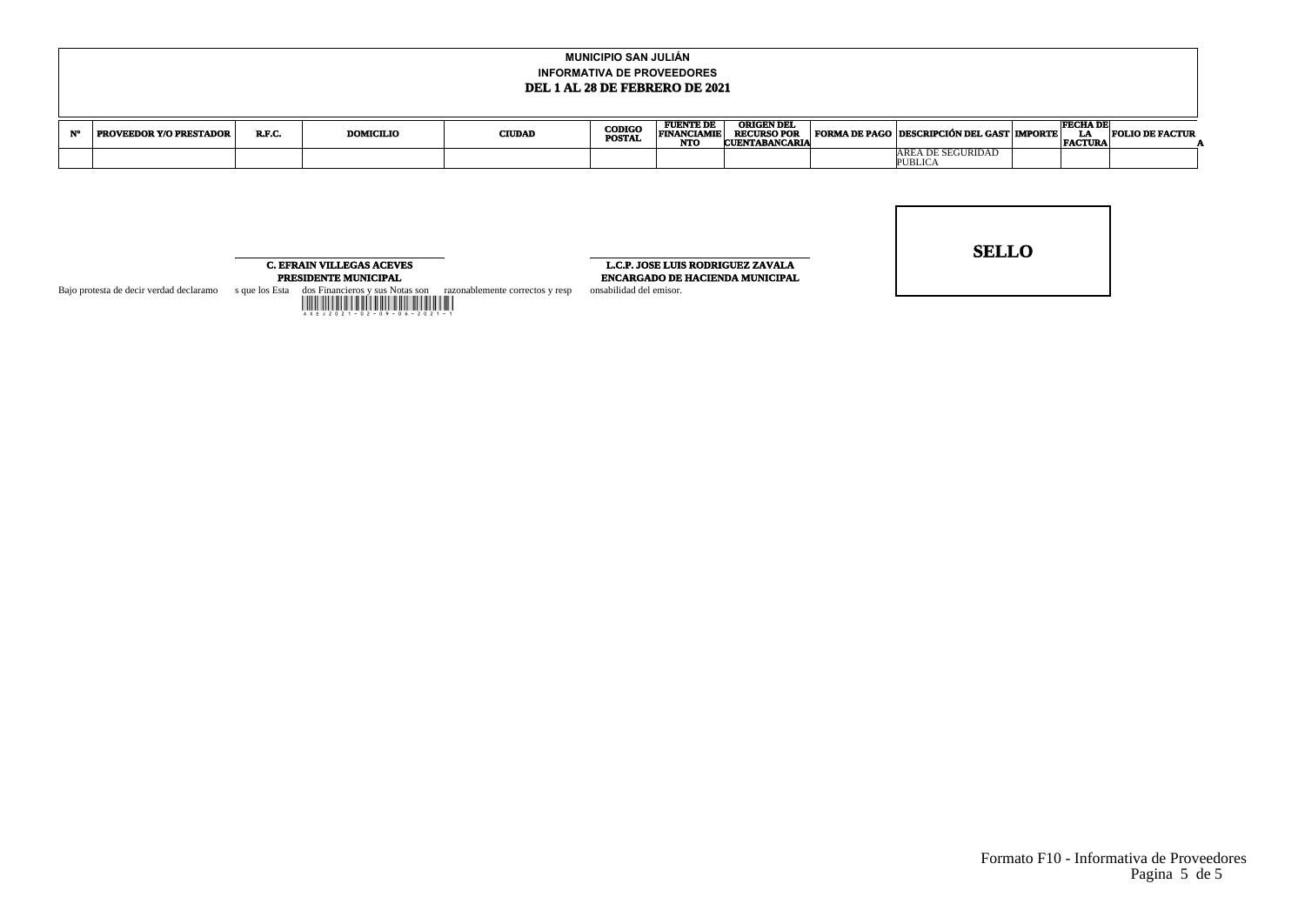**MUNICIPIO SAN JULIÁN**

**INFORMATIVA DE PROVEEDORES**

**DEL 1 AL 28 DE FEBRERO DE 2021**

| N° | PROVEEDOR Y/O PRESTADOR | R.F.C. | DOMICILIO | CIUDAD | CODIGO POSTAL | FUENTE DE FINANCIAMIENTO | ORIGEN DEL RECURSO POR CUENTABANCARIA | FORMA DE PAGO | DESCRIPCIÓN DEL GAST | IMPORTE | FECHA DE LA FACTURA | FOLIO DE FACTURA |
|---|---|---|---|---|---|---|---|---|---|---|---|---|
| | | | | | | | | | AREA DE SEGURIDAD PUBLICA | | | |

**C. EFRAIN VILLEGAS ACEVES**
**PRESIDENTE MUNICIPAL**

**L.C.P. JOSE LUIS RODRIGUEZ ZAVALA**
**ENCARGADO DE HACIENDA MUNICIPAL**

**SELLO**

Bajo protesta de decir verdad declaramos que los Estados Financieros y sus Notas son razonablemente correctos y responsabilidad del emisor.

ASEJ2021-02-09-06-2021-1

Formato F10 - Informativa de Proveedores